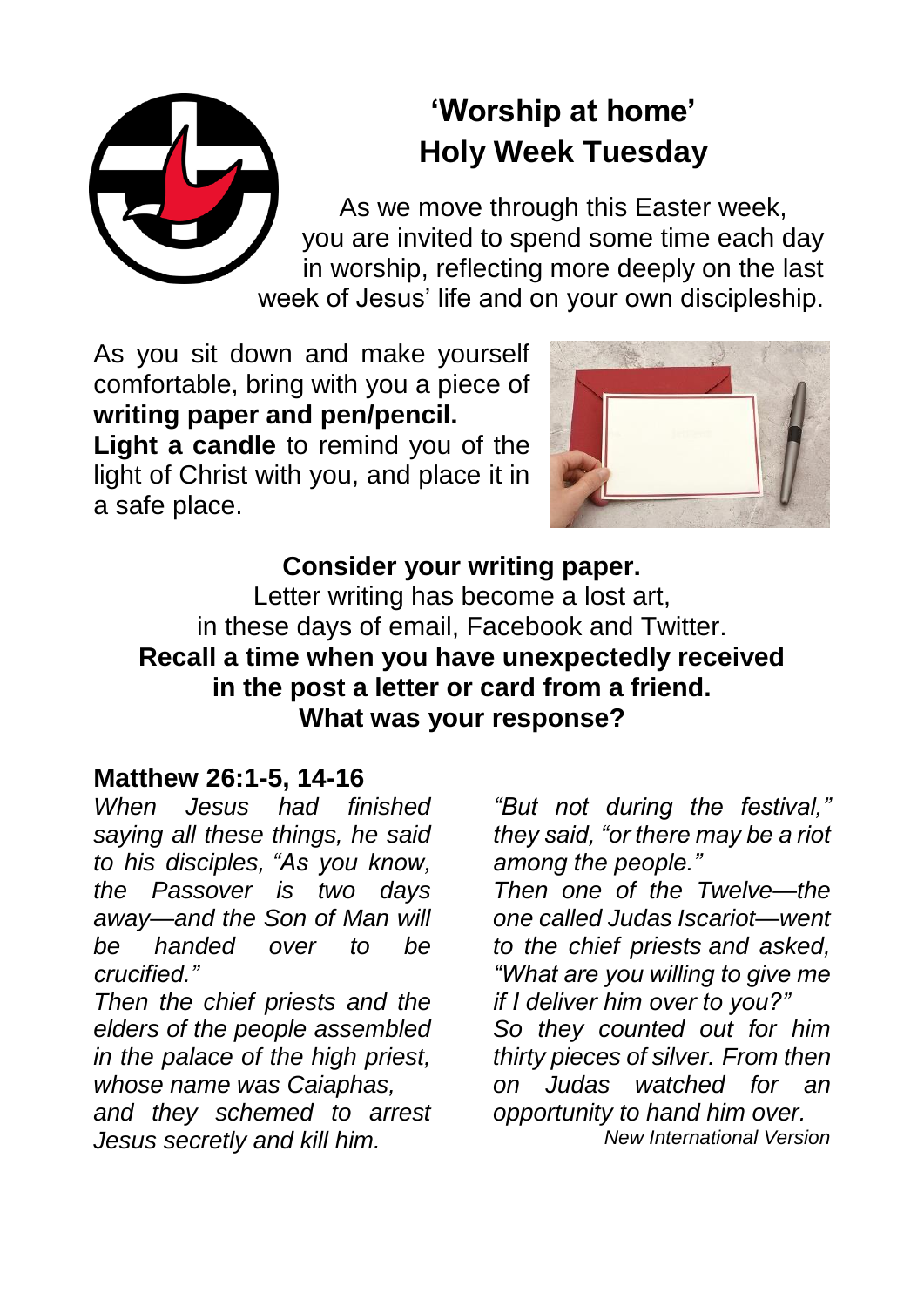# 'Worship at home'
## Holy Week Tuesday

As we move through this Easter week, you are invited to spend some time each day in worship, reflecting more deeply on the last week of Jesus' life and on your own discipleship.

As you sit down and make yourself comfortable, bring with you a piece of **writing paper and pen/pencil.**
**Light a candle** to remind you of the light of Christ with you, and place it in a safe place.

**Consider your writing paper.**
Letter writing has become a lost art, in these days of email, Facebook and Twitter.
**Recall a time when you have unexpectedly received in the post a letter or card from a friend. What was your response?**

### Matthew 26:1-5, 14-16

*When Jesus had finished saying all these things, he said to his disciples, "As you know, the Passover is two days away—and the Son of Man will be handed over to be crucified."*
*Then the chief priests and the elders of the people assembled in the palace of the high priest, whose name was Caiaphas,*
*and they schemed to arrest Jesus secretly and kill him.*
*"But not during the festival," they said, "or there may be a riot among the people."*
*Then one of the Twelve—the one called Judas Iscariot—went to the chief priests and asked, "What are you willing to give me if I deliver him over to you?"*
*So they counted out for him thirty pieces of silver. From then on Judas watched for an opportunity to hand him over.*

*New International Version*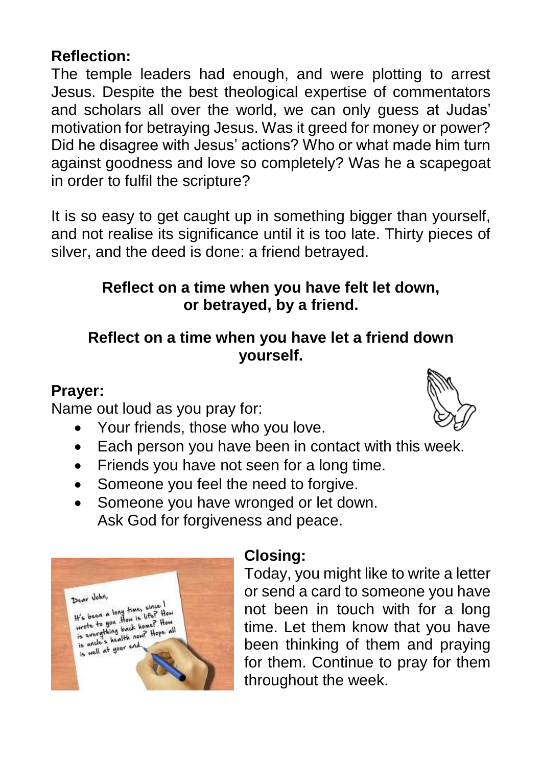**Reflection:**

The temple leaders had enough, and were plotting to arrest Jesus. Despite the best theological expertise of commentators and scholars all over the world, we can only guess at Judas' motivation for betraying Jesus. Was it greed for money or power? Did he disagree with Jesus' actions? Who or what made him turn against goodness and love so completely? Was he a scapegoat in order to fulfil the scripture?

It is so easy to get caught up in something bigger than yourself, and not realise its significance until it is too late. Thirty pieces of silver, and the deed is done: a friend betrayed.

**Reflect on a time when you have felt let down, or betrayed, by a friend.**

**Reflect on a time when you have let a friend down yourself.**

**Prayer:**

Name out loud as you pray for:

- Your friends, those who you love.
- Each person you have been in contact with this week.
- Friends you have not seen for a long time.
- Someone you feel the need to forgive.
- Someone you have wronged or let down.
  Ask God for forgiveness and peace.

**Closing:**

Today, you might like to write a letter or send a card to someone you have not been in touch with for a long time. Let them know that you have been thinking of them and praying for them. Continue to pray for them throughout the week.